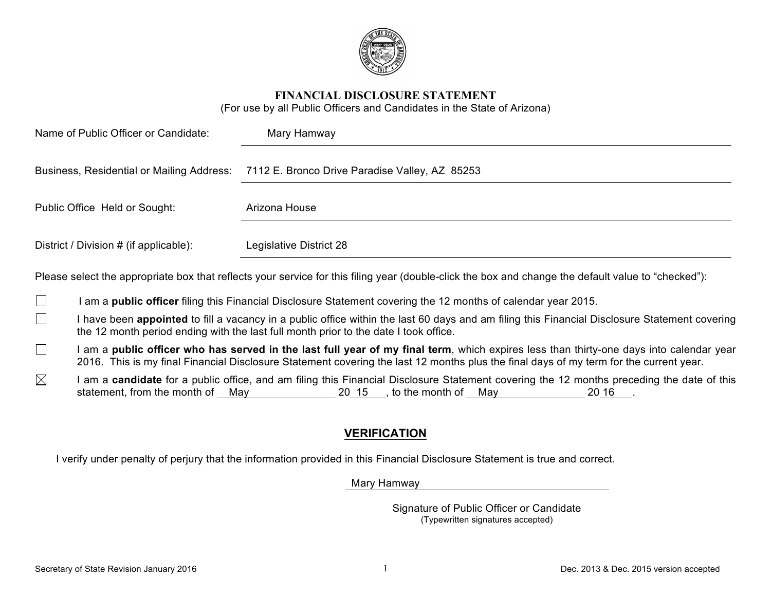# FINANCIAL DISCLOSURE STATEMENT

(For use by all Public Officers and Candidates in the State of Arizona)

Name of Public Officer or Candidate: Mary Hamway

Business, Residential or Mailing Address: 7112 E. Bronco Drive Paradise Valley, AZ 85253

Public Office Held or Sought: Arizona House

District / Division # (if applicable): Legislative District 28

Please select the appropriate box that reflects your service for this filing year (double-click the box and change the default value to "checked"):

- ☐ I am a **public officer** filing this Financial Disclosure Statement covering the 12 months of calendar year 2015.
- ☐ I have been **appointed** to fill a vacancy in a public office within the last 60 days and am filing this Financial Disclosure Statement covering the 12 month period ending with the last full month prior to the date I took office.
- ☐ I am a **public officer who has served in the last full year of my final term**, which expires less than thirty-one days into calendar year 2016. This is my final Financial Disclosure Statement covering the last 12 months plus the final days of my term for the current year.
- ☒ I am a **candidate** for a public office, and am filing this Financial Disclosure Statement covering the 12 months preceding the date of this statement, from the month of May 2015, to the month of May 2016.

## VERIFICATION

I verify under penalty of perjury that the information provided in this Financial Disclosure Statement is true and correct.

Mary Hamway

Signature of Public Officer or Candidate
(Typewritten signatures accepted)

Secretary of State Revision January 2016

Dec. 2013 & Dec. 2015 version accepted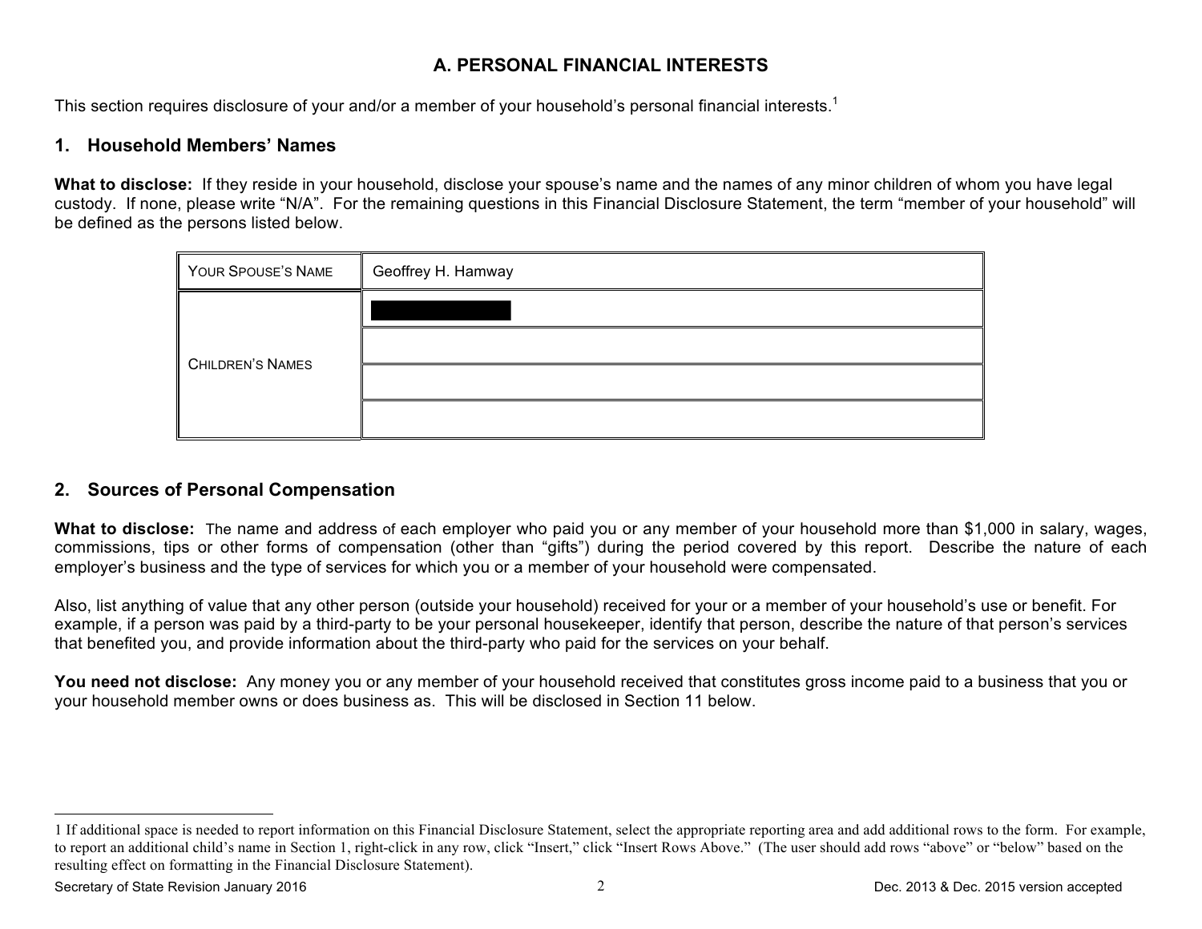## A. PERSONAL FINANCIAL INTERESTS

This section requires disclosure of your and/or a member of your household's personal financial interests.[1]

### 1. Household Members' Names

**What to disclose:** If they reside in your household, disclose your spouse's name and the names of any minor children of whom you have legal custody. If none, please write "N/A". For the remaining questions in this Financial Disclosure Statement, the term "member of your household" will be defined as the persons listed below.

| YOUR SPOUSE'S NAME | Geoffrey H. Hamway |
|---|---|
| CHILDREN'S NAMES | [REDACTED] |
| | |
| | |
| | |

### 2. Sources of Personal Compensation

**What to disclose:** The name and address of each employer who paid you or any member of your household more than $1,000 in salary, wages, commissions, tips or other forms of compensation (other than "gifts") during the period covered by this report. Describe the nature of each employer's business and the type of services for which you or a member of your household were compensated.

Also, list anything of value that any other person (outside your household) received for your or a member of your household's use or benefit. For example, if a person was paid by a third-party to be your personal housekeeper, identify that person, describe the nature of that person's services that benefited you, and provide information about the third-party who paid for the services on your behalf.

**You need not disclose:** Any money you or any member of your household received that constitutes gross income paid to a business that you or your household member owns or does business as. This will be disclosed in Section 11 below.

---

[1] If additional space is needed to report information on this Financial Disclosure Statement, select the appropriate reporting area and add additional rows to the form. For example, to report an additional child's name in Section 1, right-click in any row, click "Insert," click "Insert Rows Above." (The user should add rows "above" or "below" based on the resulting effect on formatting in the Financial Disclosure Statement).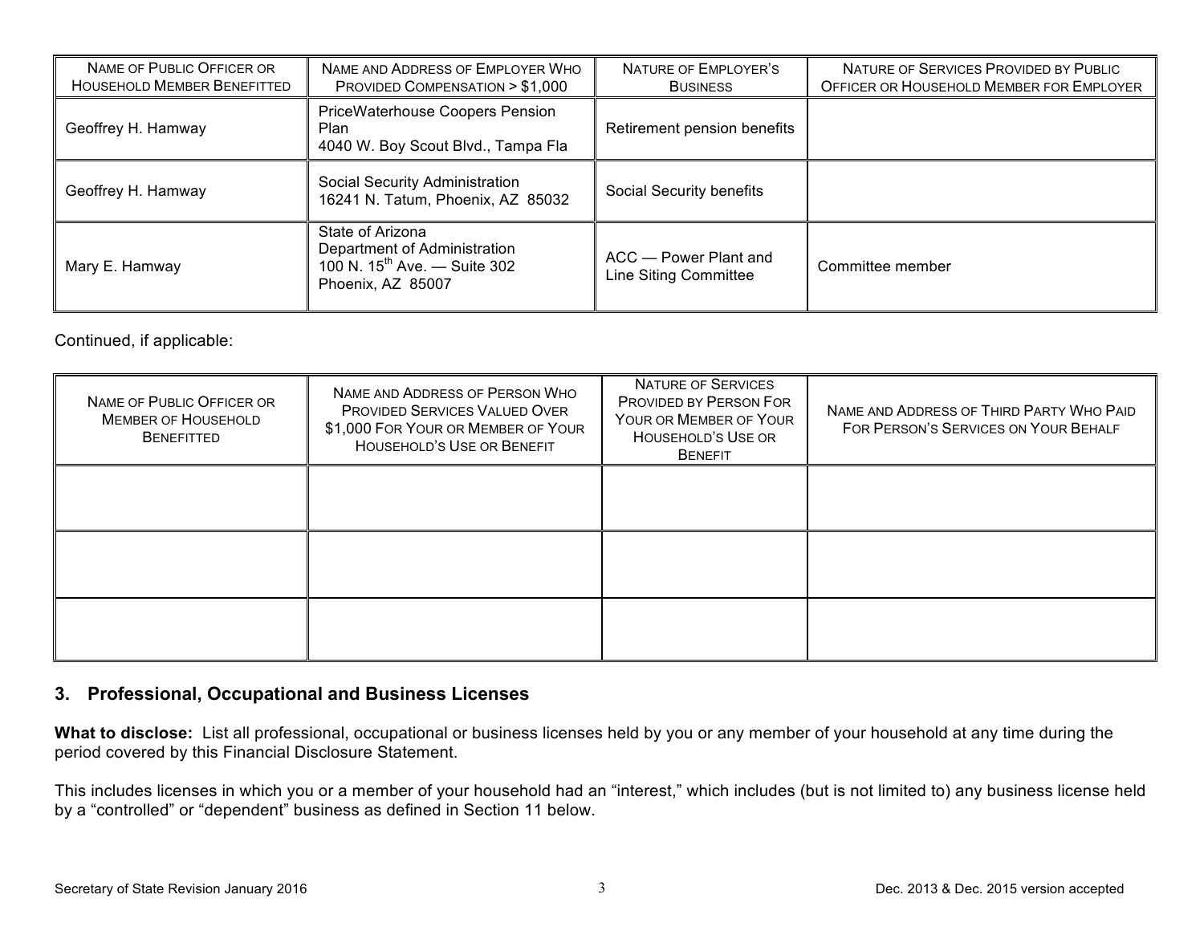| Name of Public Officer or Household Member Benefitted | Name and Address of Employer Who Provided Compensation > $1,000 | Nature of Employer's Business | Nature of Services Provided by Public Officer or Household Member for Employer |
|---|---|---|---|
| Geoffrey H. Hamway | PriceWaterhouse Coopers Pension Plan 4040 W. Boy Scout Blvd., Tampa Fla | Retirement pension benefits | |
| Geoffrey H. Hamway | Social Security Administration 16241 N. Tatum, Phoenix, AZ 85032 | Social Security benefits | |
| Mary E. Hamway | State of Arizona Department of Administration 100 N. 15th Ave. — Suite 302 Phoenix, AZ 85007 | ACC — Power Plant and Line Siting Committee | Committee member |

Continued, if applicable:

| Name of Public Officer or Member of Household Benefitted | Name and Address of Person Who Provided Services Valued Over $1,000 For Your or Member of Your Household's Use or Benefit | Nature of Services Provided by Person For Your or Member of Your Household's Use or Benefit | Name and Address of Third Party Who Paid For Person's Services on Your Behalf |
|---|---|---|---|
| | | | |
| | | | |
| | | | |

## 3. Professional, Occupational and Business Licenses

**What to disclose:** List all professional, occupational or business licenses held by you or any member of your household at any time during the period covered by this Financial Disclosure Statement.

This includes licenses in which you or a member of your household had an "interest," which includes (but is not limited to) any business license held by a "controlled" or "dependent" business as defined in Section 11 below.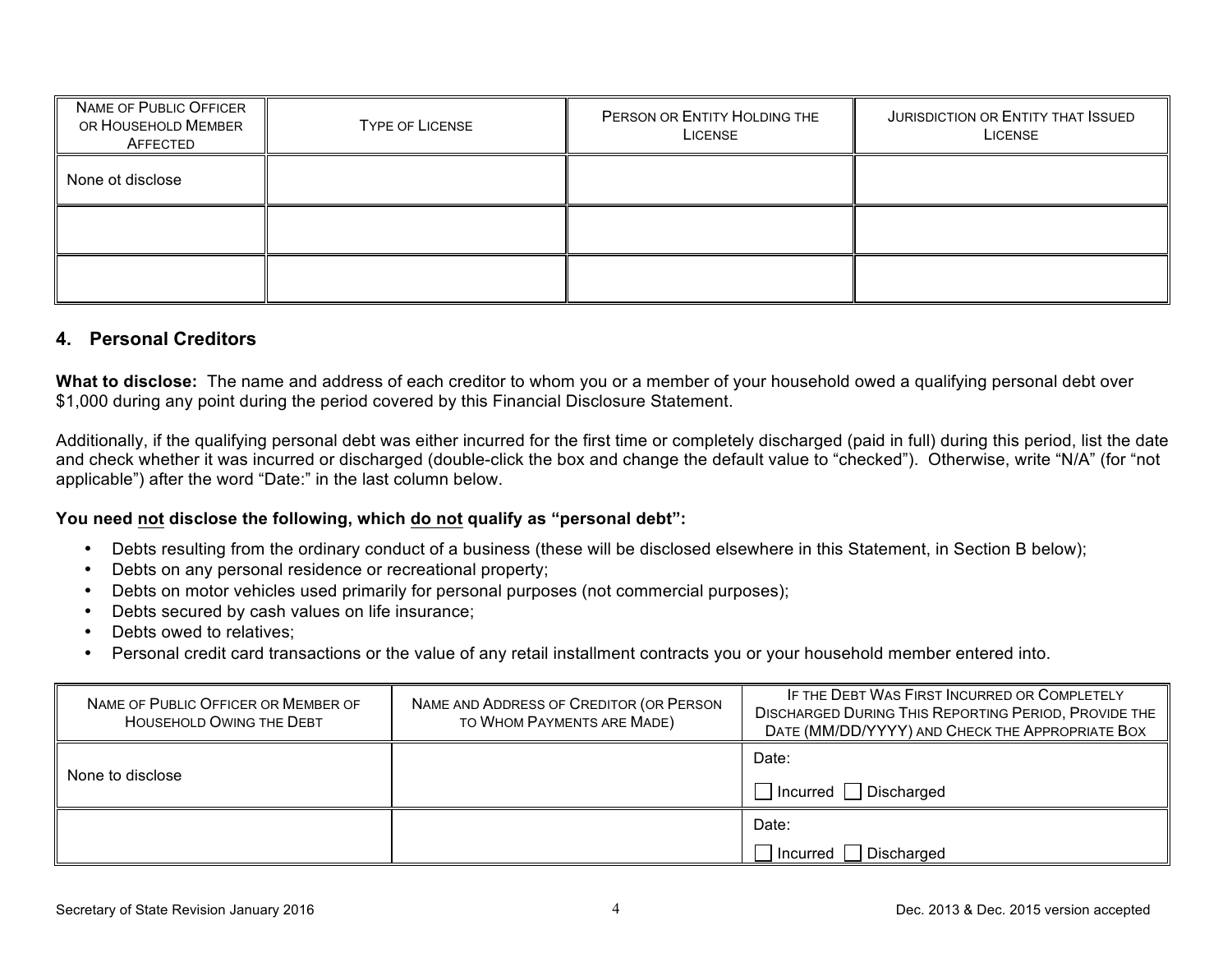| Name of Public Officer or Household Member Affected | Type of License | Person or Entity Holding the License | Jurisdiction or Entity that Issued License |
|---|---|---|---|
| None ot disclose | | | |
| | | | |
| | | | |

## 4. Personal Creditors

**What to disclose:** The name and address of each creditor to whom you or a member of your household owed a qualifying personal debt over $1,000 during any point during the period covered by this Financial Disclosure Statement.

Additionally, if the qualifying personal debt was either incurred for the first time or completely discharged (paid in full) during this period, list the date and check whether it was incurred or discharged (double-click the box and change the default value to "checked"). Otherwise, write "N/A" (for "not applicable") after the word "Date:" in the last column below.

**You need <u>not</u> disclose the following, which <u>do not</u> qualify as "personal debt":**

- Debts resulting from the ordinary conduct of a business (these will be disclosed elsewhere in this Statement, in Section B below);
- Debts on any personal residence or recreational property;
- Debts on motor vehicles used primarily for personal purposes (not commercial purposes);
- Debts secured by cash values on life insurance;
- Debts owed to relatives;
- Personal credit card transactions or the value of any retail installment contracts you or your household member entered into.

| Name of Public Officer or Member of Household Owing the Debt | Name and Address of Creditor (or Person to Whom Payments are Made) | If the Debt Was First Incurred or Completely Discharged During This Reporting Period, Provide the Date (MM/DD/YYYY) and Check the Appropriate Box |
|---|---|---|
| None to disclose | | Date: ☐ Incurred ☐ Discharged |
| | | Date: ☐ Incurred ☐ Discharged |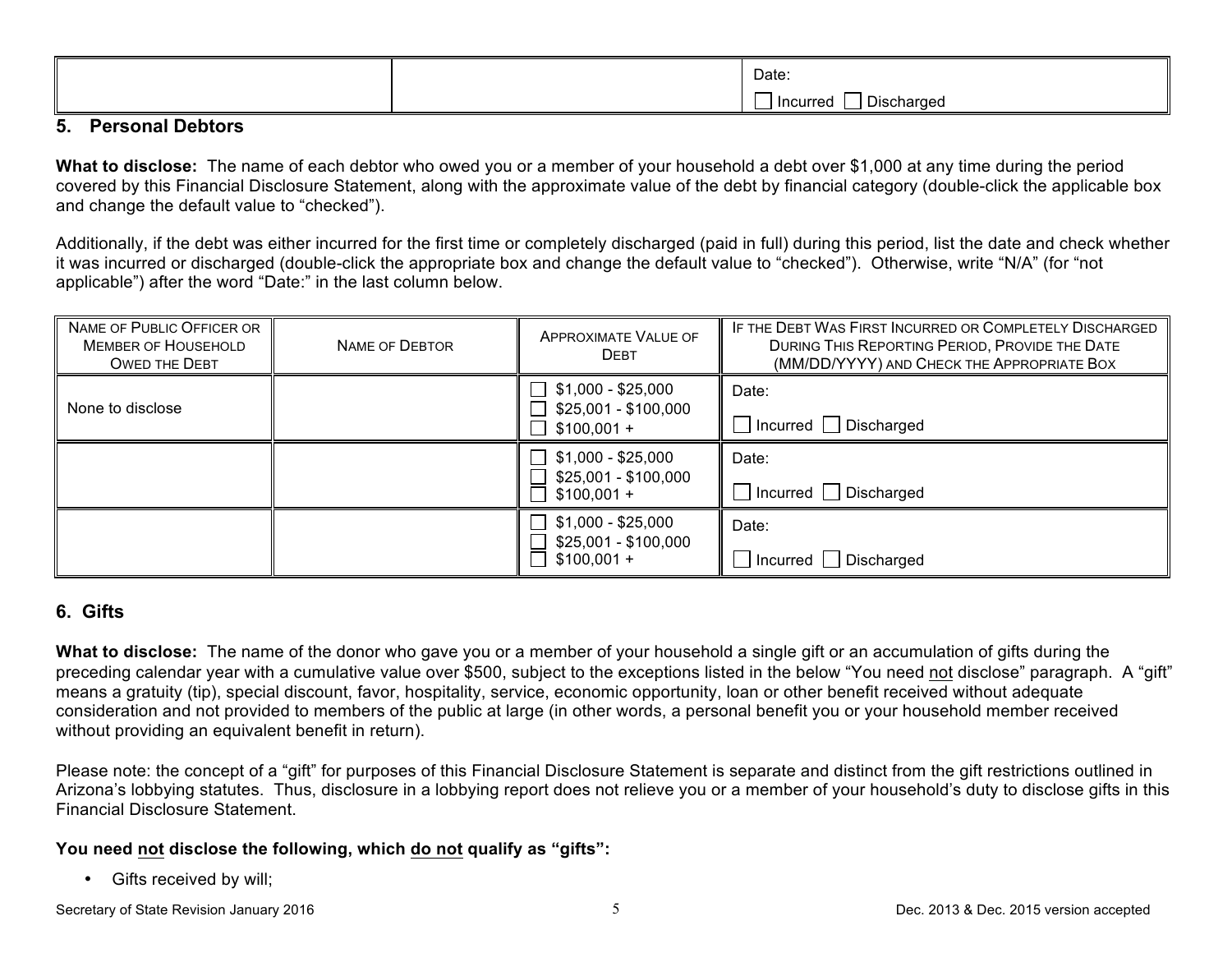| | | Date: ☐ Incurred ☐ Discharged |
|---|---|---|

## 5. Personal Debtors

**What to disclose:** The name of each debtor who owed you or a member of your household a debt over $1,000 at any time during the period covered by this Financial Disclosure Statement, along with the approximate value of the debt by financial category (double-click the applicable box and change the default value to "checked").

Additionally, if the debt was either incurred for the first time or completely discharged (paid in full) during this period, list the date and check whether it was incurred or discharged (double-click the appropriate box and change the default value to "checked"). Otherwise, write "N/A" (for "not applicable") after the word "Date:" in the last column below.

| NAME OF PUBLIC OFFICER OR MEMBER OF HOUSEHOLD OWED THE DEBT | NAME OF DEBTOR | APPROXIMATE VALUE OF DEBT | IF THE DEBT WAS FIRST INCURRED OR COMPLETELY DISCHARGED DURING THIS REPORTING PERIOD, PROVIDE THE DATE (MM/DD/YYYY) AND CHECK THE APPROPRIATE BOX |
|---|---|---|---|
| None to disclose | | ☐ $1,000 - $25,000<br>☐ $25,001 - $100,000<br>☐ $100,001 + | Date:<br>☐ Incurred ☐ Discharged |
| | | ☐ $1,000 - $25,000<br>☐ $25,001 - $100,000<br>☐ $100,001 + | Date:<br>☐ Incurred ☐ Discharged |
| | | ☐ $1,000 - $25,000<br>☐ $25,001 - $100,000<br>☐ $100,001 + | Date:<br>☐ Incurred ☐ Discharged |

## 6. Gifts

**What to disclose:** The name of the donor who gave you or a member of your household a single gift or an accumulation of gifts during the preceding calendar year with a cumulative value over $500, subject to the exceptions listed in the below "You need not disclose" paragraph. A "gift" means a gratuity (tip), special discount, favor, hospitality, service, economic opportunity, loan or other benefit received without adequate consideration and not provided to members of the public at large (in other words, a personal benefit you or your household member received without providing an equivalent benefit in return).

Please note: the concept of a "gift" for purposes of this Financial Disclosure Statement is separate and distinct from the gift restrictions outlined in Arizona's lobbying statutes. Thus, disclosure in a lobbying report does not relieve you or a member of your household's duty to disclose gifts in this Financial Disclosure Statement.

**You need not disclose the following, which do not qualify as "gifts":**

- Gifts received by will;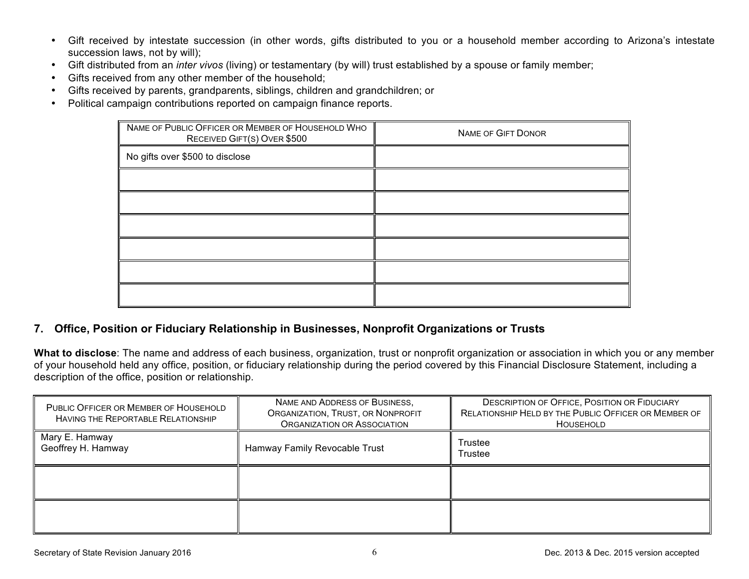- Gift received by intestate succession (in other words, gifts distributed to you or a household member according to Arizona's intestate succession laws, not by will);
- Gift distributed from an *inter vivos* (living) or testamentary (by will) trust established by a spouse or family member;
- Gifts received from any other member of the household;
- Gifts received by parents, grandparents, siblings, children and grandchildren; or
- Political campaign contributions reported on campaign finance reports.

| Name of Public Officer or Member of Household Who Received Gift(s) Over $500 | Name of Gift Donor |
|---|---|
| No gifts over $500 to disclose | |
| | |
| | |
| | |
| | |
| | |
| | |

## 7. Office, Position or Fiduciary Relationship in Businesses, Nonprofit Organizations or Trusts

**What to disclose**: The name and address of each business, organization, trust or nonprofit organization or association in which you or any member of your household held any office, position, or fiduciary relationship during the period covered by this Financial Disclosure Statement, including a description of the office, position or relationship.

| Public Officer or Member of Household Having the Reportable Relationship | Name and Address of Business, Organization, Trust, or Nonprofit Organization or Association | Description of Office, Position or Fiduciary Relationship Held by the Public Officer or Member of Household |
|---|---|---|
| Mary E. Hamway<br>Geoffrey H. Hamway | Hamway Family Revocable Trust | Trustee<br>Trustee |
| | | |
| | | |

Secretary of State Revision January 2016 | Dec. 2013 & Dec. 2015 version accepted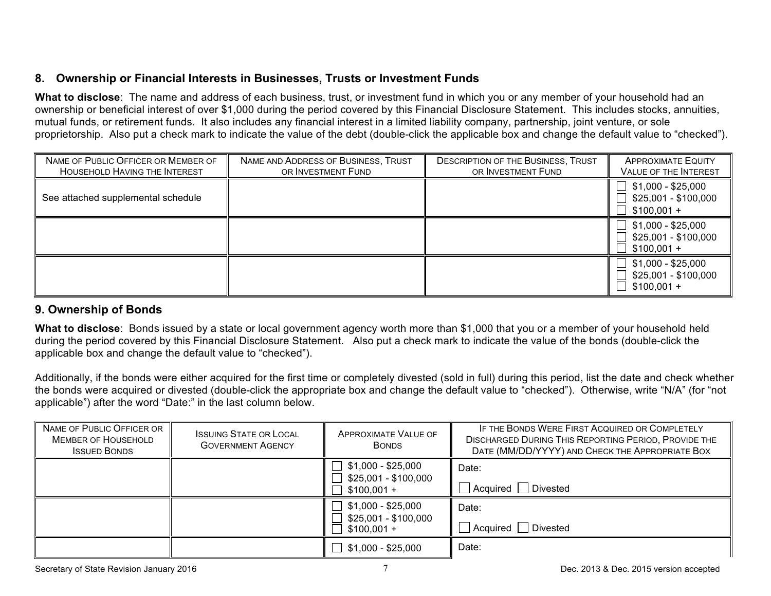## 8. Ownership or Financial Interests in Businesses, Trusts or Investment Funds

**What to disclose**: The name and address of each business, trust, or investment fund in which you or any member of your household had an ownership or beneficial interest of over $1,000 during the period covered by this Financial Disclosure Statement. This includes stocks, annuities, mutual funds, or retirement funds. It also includes any financial interest in a limited liability company, partnership, joint venture, or sole proprietorship. Also put a check mark to indicate the value of the debt (double-click the applicable box and change the default value to "checked").

| Name of Public Officer or Member of Household Having the Interest | Name and Address of Business, Trust or Investment Fund | Description of the Business, Trust or Investment Fund | Approximate Equity Value of the Interest |
|---|---|---|---|
| See attached supplemental schedule | | | ☐ $1,000 - $25,000<br>☐ $25,001 - $100,000<br>☐ $100,001 + |
| | | | ☐ $1,000 - $25,000<br>☐ $25,001 - $100,000<br>☐ $100,001 + |
| | | | ☐ $1,000 - $25,000<br>☐ $25,001 - $100,000<br>☐ $100,001 + |

## 9. Ownership of Bonds

**What to disclose**: Bonds issued by a state or local government agency worth more than $1,000 that you or a member of your household held during the period covered by this Financial Disclosure Statement. Also put a check mark to indicate the value of the bonds (double-click the applicable box and change the default value to "checked").

Additionally, if the bonds were either acquired for the first time or completely divested (sold in full) during this period, list the date and check whether the bonds were acquired or divested (double-click the appropriate box and change the default value to "checked"). Otherwise, write "N/A" (for "not applicable") after the word "Date:" in the last column below.

| Name of Public Officer or Member of Household Issued Bonds | Issuing State or Local Government Agency | Approximate Value of Bonds | If the Bonds Were First Acquired or Completely Discharged During This Reporting Period, Provide the Date (MM/DD/YYYY) and Check the Appropriate Box |
|---|---|---|---|
| | | ☐ $1,000 - $25,000<br>☐ $25,001 - $100,000<br>☐ $100,001 + | Date:<br>☐ Acquired ☐ Divested |
| | | ☐ $1,000 - $25,000<br>☐ $25,001 - $100,000<br>☐ $100,001 + | Date:<br>☐ Acquired ☐ Divested |
| | | ☐ $1,000 - $25,000 | Date: |

Secretary of State Revision January 2016

Dec. 2013 & Dec. 2015 version accepted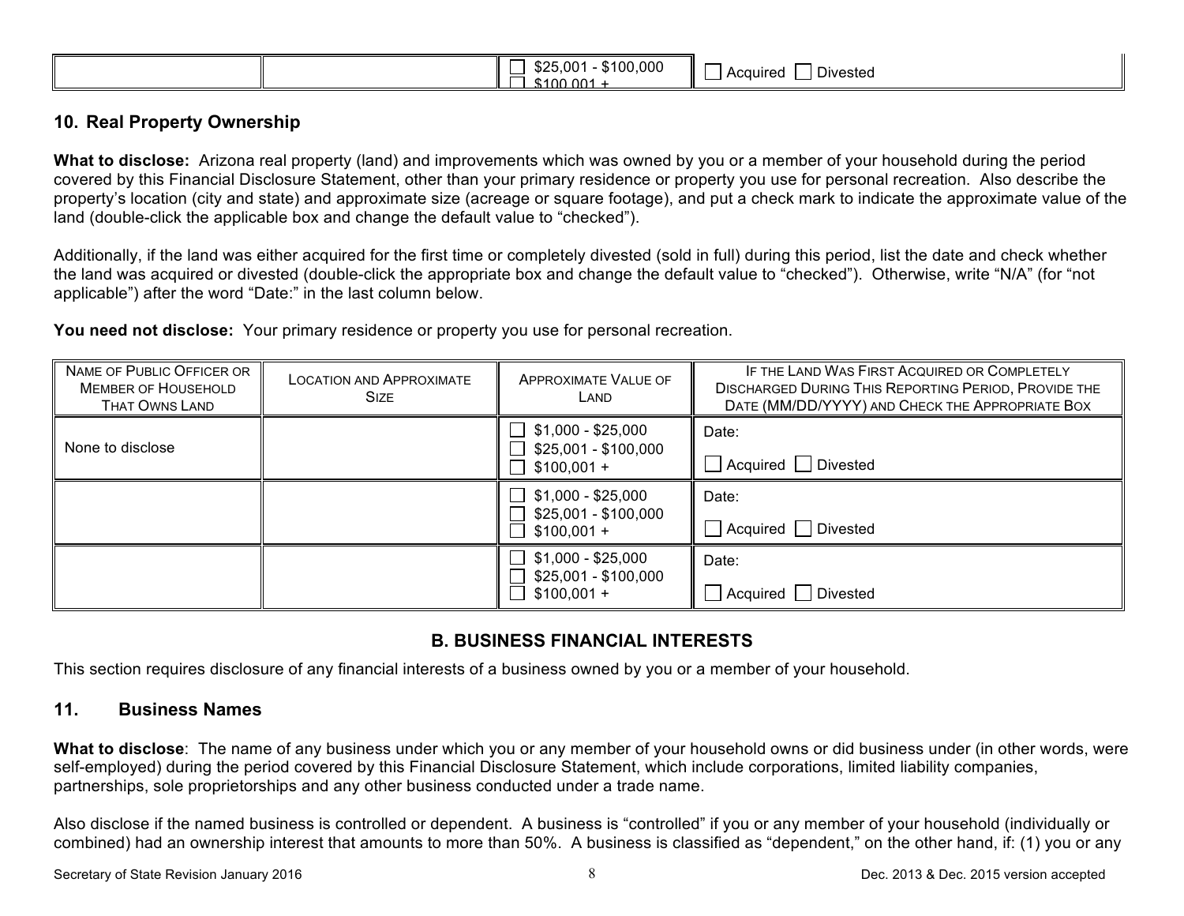| | | ☐ $25,001 - $100,000<br>☐ $100,001 + | ☐ Acquired ☐ Divested |
|---|---|---|---|

## 10. Real Property Ownership

**What to disclose:** Arizona real property (land) and improvements which was owned by you or a member of your household during the period covered by this Financial Disclosure Statement, other than your primary residence or property you use for personal recreation. Also describe the property's location (city and state) and approximate size (acreage or square footage), and put a check mark to indicate the approximate value of the land (double-click the applicable box and change the default value to "checked").

Additionally, if the land was either acquired for the first time or completely divested (sold in full) during this period, list the date and check whether the land was acquired or divested (double-click the appropriate box and change the default value to "checked"). Otherwise, write "N/A" (for "not applicable") after the word "Date:" in the last column below.

**You need not disclose:** Your primary residence or property you use for personal recreation.

| Name of Public Officer or Member of Household That Owns Land | Location and Approximate Size | Approximate Value of Land | If the Land Was First Acquired or Completely Discharged During This Reporting Period, Provide the Date (MM/DD/YYYY) and Check the Appropriate Box |
|---|---|---|---|
| None to disclose | | ☐ $1,000 - $25,000<br>☐ $25,001 - $100,000<br>☐ $100,001 + | Date:<br>☐ Acquired ☐ Divested |
| | | ☐ $1,000 - $25,000<br>☐ $25,001 - $100,000<br>☐ $100,001 + | Date:<br>☐ Acquired ☐ Divested |
| | | ☐ $1,000 - $25,000<br>☐ $25,001 - $100,000<br>☐ $100,001 + | Date:<br>☐ Acquired ☐ Divested |

# B. BUSINESS FINANCIAL INTERESTS

This section requires disclosure of any financial interests of a business owned by you or a member of your household.

## 11. Business Names

**What to disclose**: The name of any business under which you or any member of your household owns or did business under (in other words, were self-employed) during the period covered by this Financial Disclosure Statement, which include corporations, limited liability companies, partnerships, sole proprietorships and any other business conducted under a trade name.

Also disclose if the named business is controlled or dependent. A business is "controlled" if you or any member of your household (individually or combined) had an ownership interest that amounts to more than 50%. A business is classified as "dependent," on the other hand, if: (1) you or any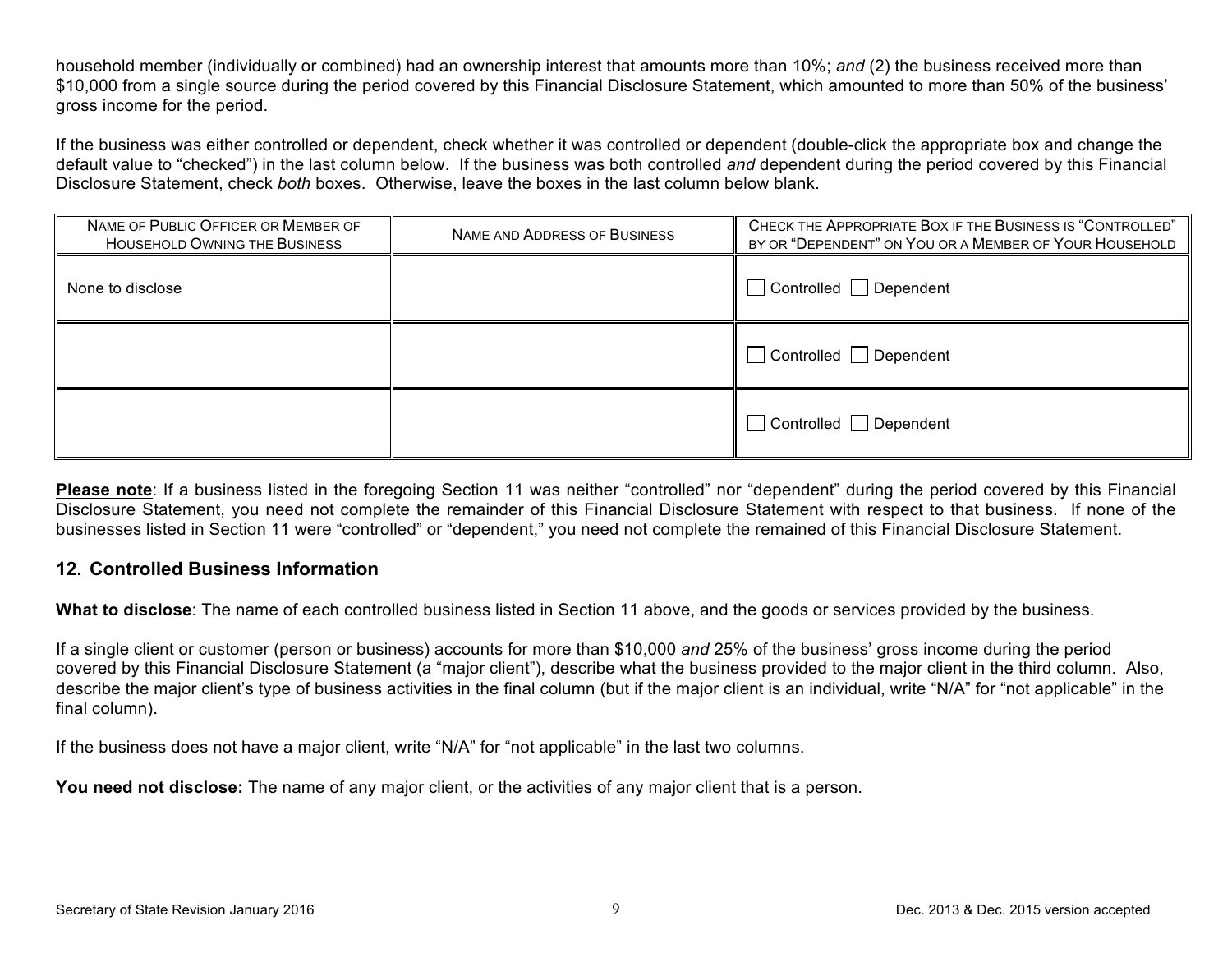household member (individually or combined) had an ownership interest that amounts more than 10%; *and* (2) the business received more than $10,000 from a single source during the period covered by this Financial Disclosure Statement, which amounted to more than 50% of the business' gross income for the period.

If the business was either controlled or dependent, check whether it was controlled or dependent (double-click the appropriate box and change the default value to "checked") in the last column below. If the business was both controlled *and* dependent during the period covered by this Financial Disclosure Statement, check *both* boxes. Otherwise, leave the boxes in the last column below blank.

| NAME OF PUBLIC OFFICER OR MEMBER OF HOUSEHOLD OWNING THE BUSINESS | NAME AND ADDRESS OF BUSINESS | CHECK THE APPROPRIATE BOX IF THE BUSINESS IS "CONTROLLED" BY OR "DEPENDENT" ON YOU OR A MEMBER OF YOUR HOUSEHOLD |
|---|---|---|
| None to disclose | | ☐ Controlled ☐ Dependent |
| | | ☐ Controlled ☐ Dependent |
| | | ☐ Controlled ☐ Dependent |

**Please note**: If a business listed in the foregoing Section 11 was neither "controlled" nor "dependent" during the period covered by this Financial Disclosure Statement, you need not complete the remainder of this Financial Disclosure Statement with respect to that business. If none of the businesses listed in Section 11 were "controlled" or "dependent," you need not complete the remained of this Financial Disclosure Statement.

## 12. Controlled Business Information

**What to disclose**: The name of each controlled business listed in Section 11 above, and the goods or services provided by the business.

If a single client or customer (person or business) accounts for more than $10,000 *and* 25% of the business' gross income during the period covered by this Financial Disclosure Statement (a "major client"), describe what the business provided to the major client in the third column. Also, describe the major client's type of business activities in the final column (but if the major client is an individual, write "N/A" for "not applicable" in the final column).

If the business does not have a major client, write "N/A" for "not applicable" in the last two columns.

**You need not disclose:** The name of any major client, or the activities of any major client that is a person.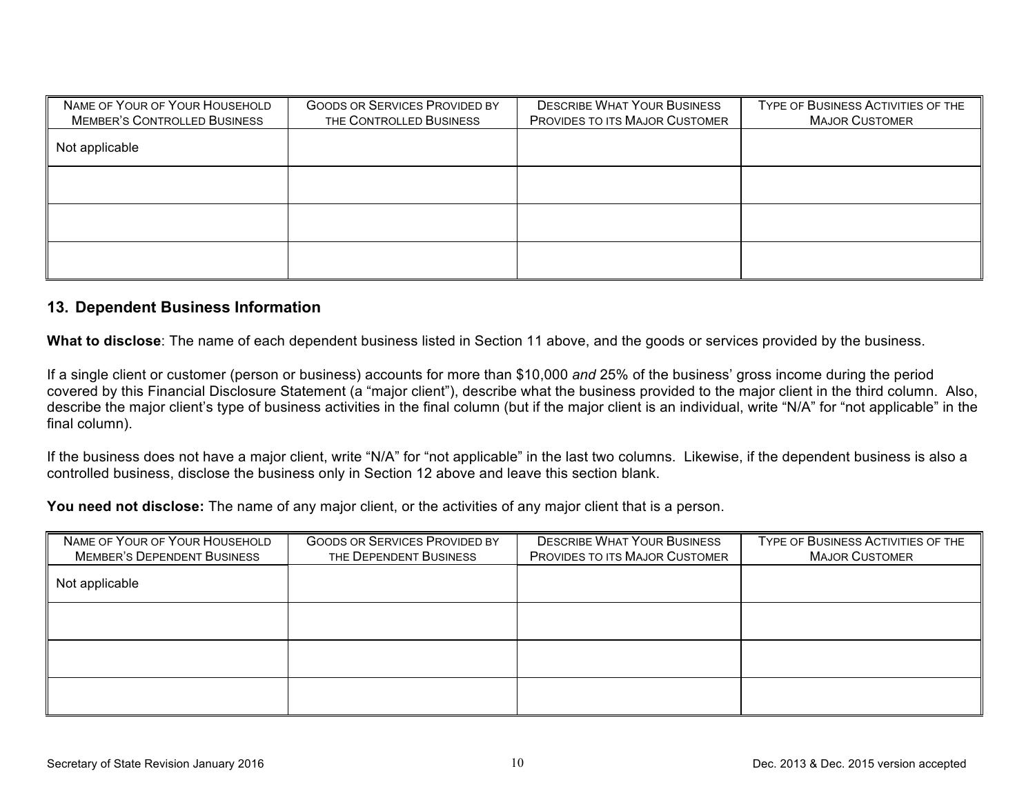| Name of Your of Your Household Member's Controlled Business | Goods or Services Provided by the Controlled Business | Describe What Your Business Provides to its Major Customer | Type of Business Activities of the Major Customer |
|---|---|---|---|
| Not applicable | | | |
| | | | |
| | | | |
| | | | |

## 13. Dependent Business Information

**What to disclose**: The name of each dependent business listed in Section 11 above, and the goods or services provided by the business.

If a single client or customer (person or business) accounts for more than $10,000 *and* 25% of the business' gross income during the period covered by this Financial Disclosure Statement (a "major client"), describe what the business provided to the major client in the third column. Also, describe the major client's type of business activities in the final column (but if the major client is an individual, write "N/A" for "not applicable" in the final column).

If the business does not have a major client, write "N/A" for "not applicable" in the last two columns. Likewise, if the dependent business is also a controlled business, disclose the business only in Section 12 above and leave this section blank.

**You need not disclose:** The name of any major client, or the activities of any major client that is a person.

| Name of Your of Your Household Member's Dependent Business | Goods or Services Provided by the Dependent Business | Describe What Your Business Provides to its Major Customer | Type of Business Activities of the Major Customer |
|---|---|---|---|
| Not applicable | | | |
| | | | |
| | | | |
| | | | |

Secretary of State Revision January 2016 | Dec. 2013 & Dec. 2015 version accepted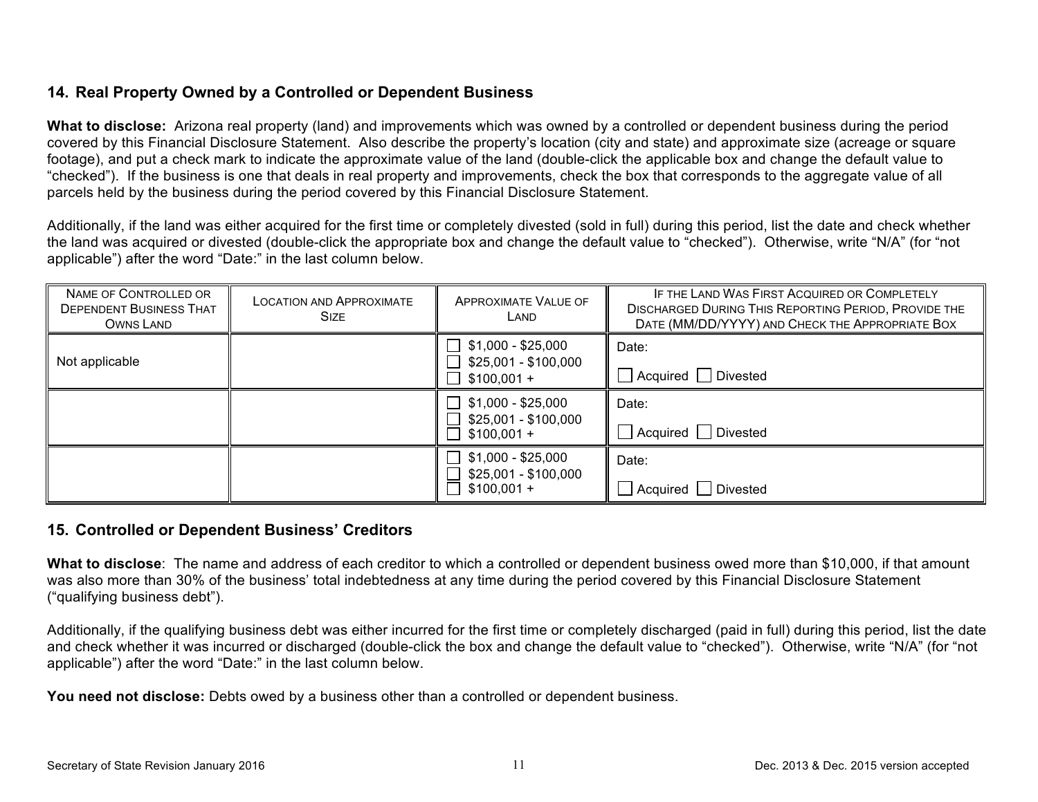## 14. Real Property Owned by a Controlled or Dependent Business

**What to disclose:** Arizona real property (land) and improvements which was owned by a controlled or dependent business during the period covered by this Financial Disclosure Statement. Also describe the property's location (city and state) and approximate size (acreage or square footage), and put a check mark to indicate the approximate value of the land (double-click the applicable box and change the default value to "checked"). If the business is one that deals in real property and improvements, check the box that corresponds to the aggregate value of all parcels held by the business during the period covered by this Financial Disclosure Statement.

Additionally, if the land was either acquired for the first time or completely divested (sold in full) during this period, list the date and check whether the land was acquired or divested (double-click the appropriate box and change the default value to "checked"). Otherwise, write "N/A" (for "not applicable") after the word "Date:" in the last column below.

| Name of Controlled or Dependent Business That Owns Land | Location and Approximate Size | Approximate Value of Land | If the Land Was First Acquired or Completely Discharged During This Reporting Period, Provide the Date (MM/DD/YYYY) and Check the Appropriate Box |
|---|---|---|---|
| Not applicable | | ☐ $1,000 - $25,000<br>☐ $25,001 - $100,000<br>☐ $100,001 + | Date:<br>☐ Acquired ☐ Divested |
| | | ☐ $1,000 - $25,000<br>☐ $25,001 - $100,000<br>☐ $100,001 + | Date:<br>☐ Acquired ☐ Divested |
| | | ☐ $1,000 - $25,000<br>☐ $25,001 - $100,000<br>☐ $100,001 + | Date:<br>☐ Acquired ☐ Divested |

## 15. Controlled or Dependent Business' Creditors

**What to disclose**: The name and address of each creditor to which a controlled or dependent business owed more than $10,000, if that amount was also more than 30% of the business' total indebtedness at any time during the period covered by this Financial Disclosure Statement ("qualifying business debt").

Additionally, if the qualifying business debt was either incurred for the first time or completely discharged (paid in full) during this period, list the date and check whether it was incurred or discharged (double-click the box and change the default value to "checked"). Otherwise, write "N/A" (for "not applicable") after the word "Date:" in the last column below.

**You need not disclose:** Debts owed by a business other than a controlled or dependent business.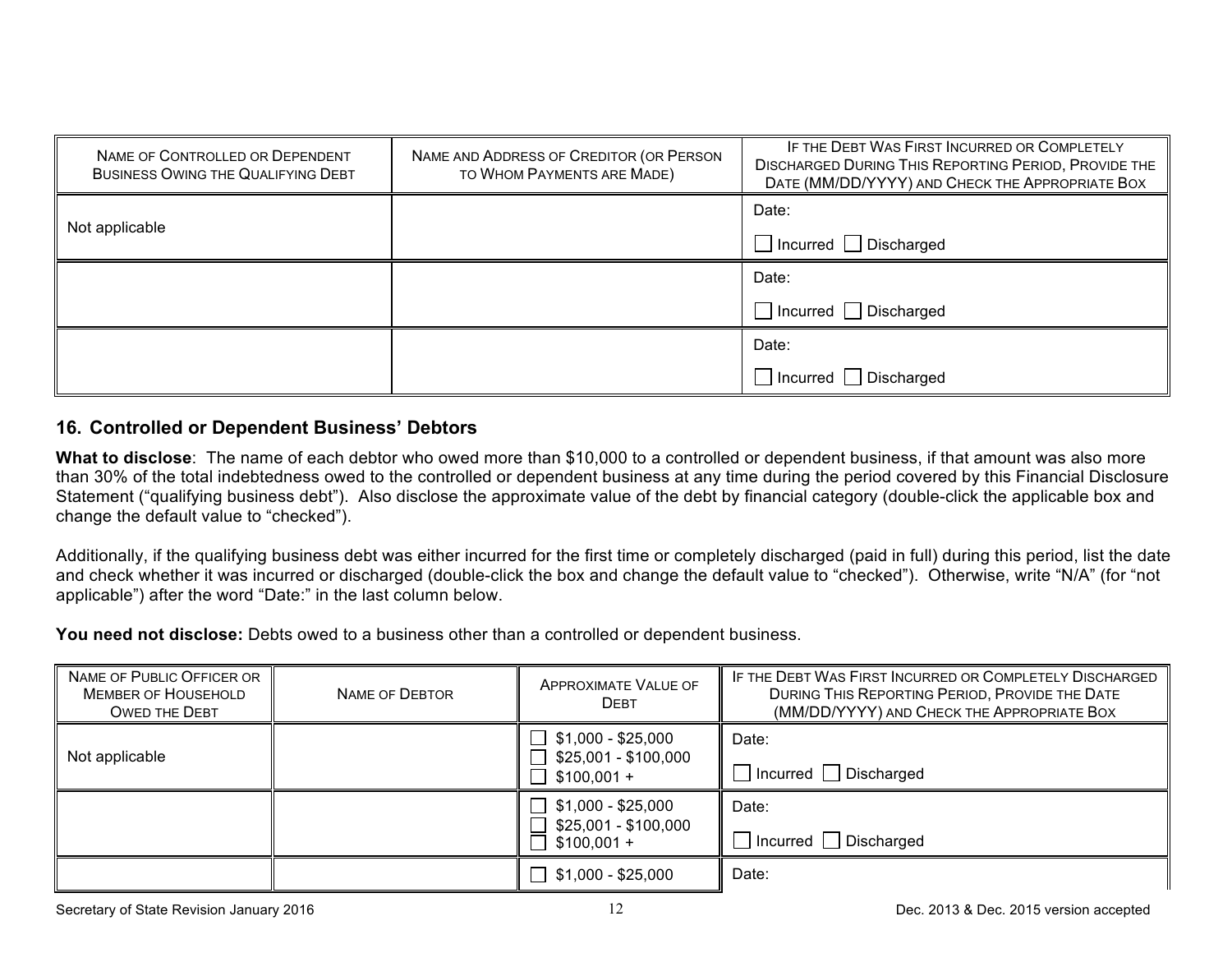| Name of Controlled or Dependent Business Owing the Qualifying Debt | Name and Address of Creditor (or Person to Whom Payments are Made) | If the Debt Was First Incurred or Completely Discharged During This Reporting Period, Provide the Date (MM/DD/YYYY) and Check the Appropriate Box |
|---|---|---|
| Not applicable | | Date: ☐ Incurred ☐ Discharged |
| | | Date: ☐ Incurred ☐ Discharged |
| | | Date: ☐ Incurred ☐ Discharged |

## 16. Controlled or Dependent Business' Debtors

**What to disclose**: The name of each debtor who owed more than $10,000 to a controlled or dependent business, if that amount was also more than 30% of the total indebtedness owed to the controlled or dependent business at any time during the period covered by this Financial Disclosure Statement ("qualifying business debt"). Also disclose the approximate value of the debt by financial category (double-click the applicable box and change the default value to "checked").

Additionally, if the qualifying business debt was either incurred for the first time or completely discharged (paid in full) during this period, list the date and check whether it was incurred or discharged (double-click the box and change the default value to "checked"). Otherwise, write "N/A" (for "not applicable") after the word "Date:" in the last column below.

**You need not disclose:** Debts owed to a business other than a controlled or dependent business.

| Name of Public Officer or Member of Household Owed the Debt | Name of Debtor | Approximate Value of Debt | If the Debt Was First Incurred or Completely Discharged During This Reporting Period, Provide the Date (MM/DD/YYYY) and Check the Appropriate Box |
|---|---|---|---|
| Not applicable | | ☐ $1,000 - $25,000 ☐ $25,001 - $100,000 ☐ $100,001 + | Date: ☐ Incurred ☐ Discharged |
| | | ☐ $1,000 - $25,000 ☐ $25,001 - $100,000 ☐ $100,001 + | Date: ☐ Incurred ☐ Discharged |
| | | ☐ $1,000 - $25,000 | Date: |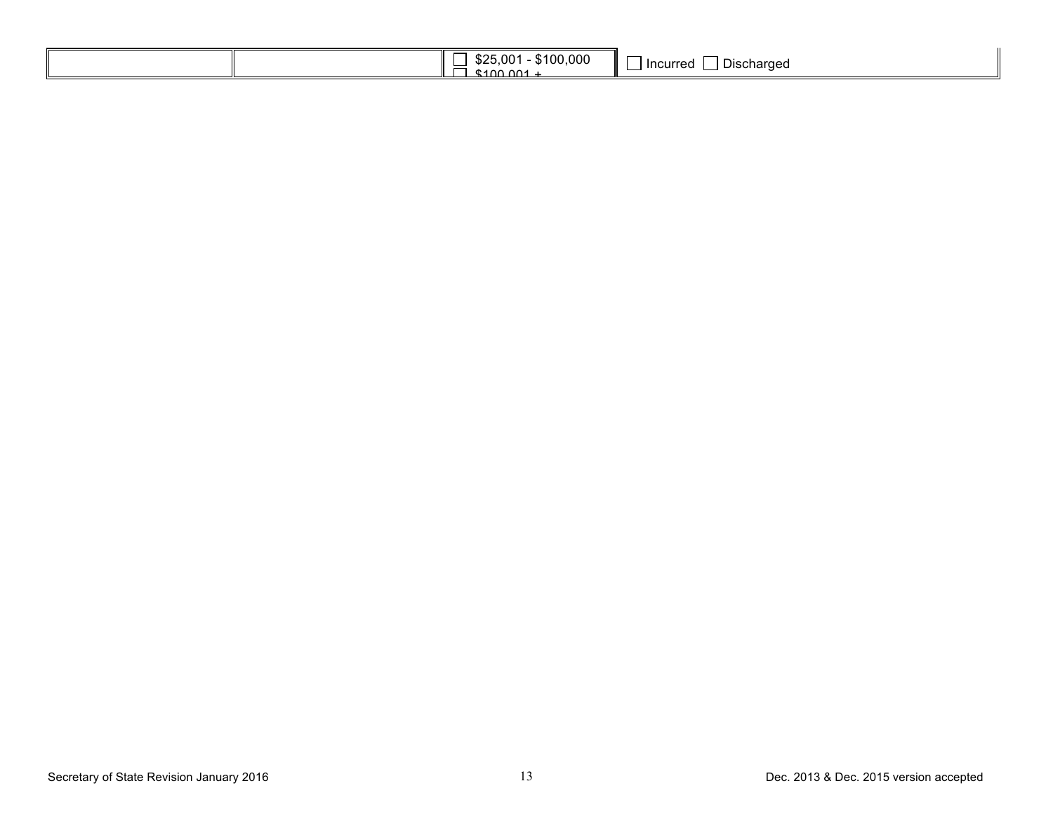|  |  | ☐ $25,001 - $100,000<br>☐ $100,001 + | ☐ Incurred ☐ Discharged |
|---|---|---|---|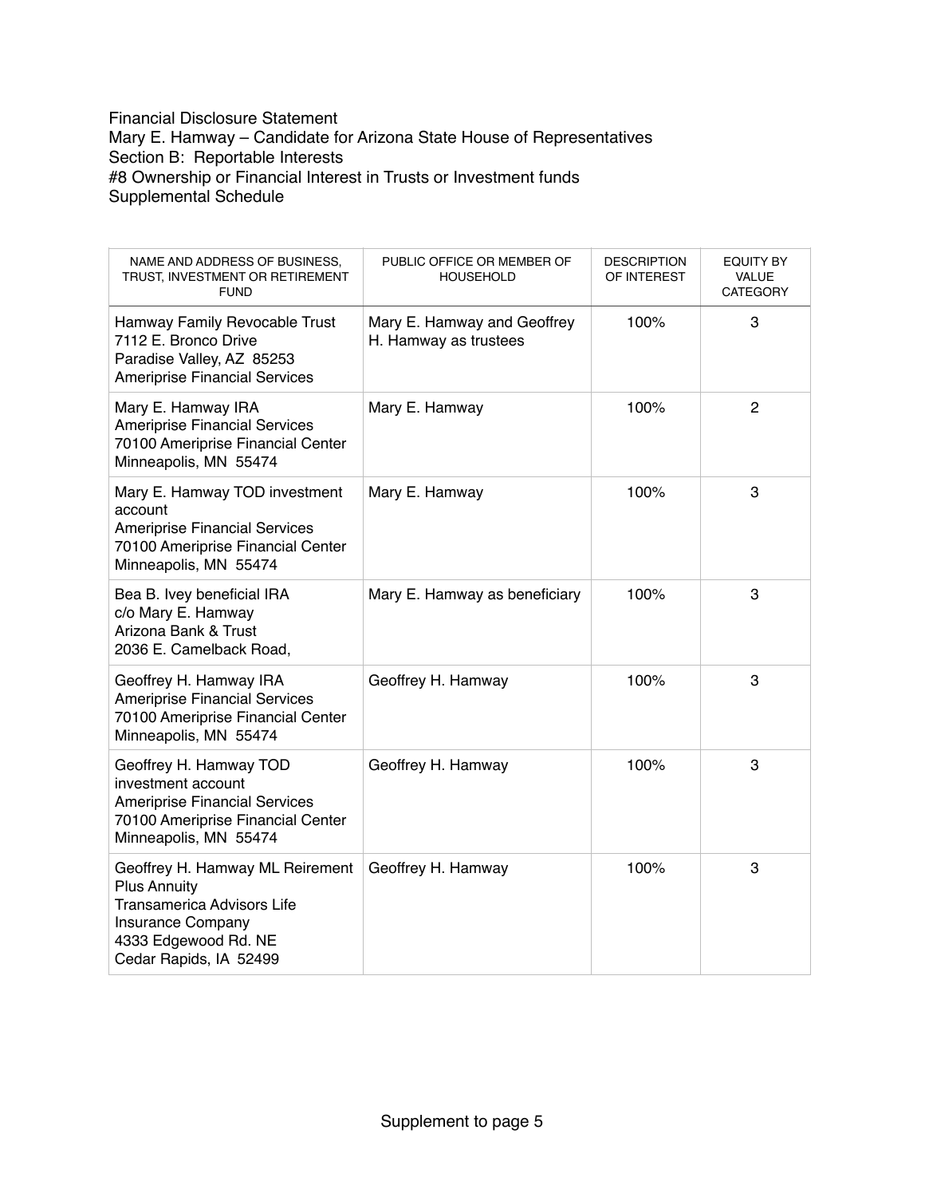Financial Disclosure Statement
Mary E. Hamway – Candidate for Arizona State House of Representatives
Section B: Reportable Interests
#8 Ownership or Financial Interest in Trusts or Investment funds
Supplemental Schedule

| NAME AND ADDRESS OF BUSINESS, TRUST, INVESTMENT OR RETIREMENT FUND | PUBLIC OFFICE OR MEMBER OF HOUSEHOLD | DESCRIPTION OF INTEREST | EQUITY BY VALUE CATEGORY |
|---|---|---|---|
| Hamway Family Revocable Trust<br>7112 E. Bronco Drive<br>Paradise Valley, AZ 85253<br>Ameriprise Financial Services | Mary E. Hamway and Geoffrey H. Hamway as trustees | 100% | 3 |
| Mary E. Hamway IRA<br>Ameriprise Financial Services<br>70100 Ameriprise Financial Center<br>Minneapolis, MN 55474 | Mary E. Hamway | 100% | 2 |
| Mary E. Hamway TOD investment account<br>Ameriprise Financial Services<br>70100 Ameriprise Financial Center<br>Minneapolis, MN 55474 | Mary E. Hamway | 100% | 3 |
| Bea B. Ivey beneficial IRA<br>c/o Mary E. Hamway<br>Arizona Bank & Trust<br>2036 E. Camelback Road, | Mary E. Hamway as beneficiary | 100% | 3 |
| Geoffrey H. Hamway IRA<br>Ameriprise Financial Services<br>70100 Ameriprise Financial Center<br>Minneapolis, MN 55474 | Geoffrey H. Hamway | 100% | 3 |
| Geoffrey H. Hamway TOD investment account<br>Ameriprise Financial Services<br>70100 Ameriprise Financial Center<br>Minneapolis, MN 55474 | Geoffrey H. Hamway | 100% | 3 |
| Geoffrey H. Hamway ML Reirement Plus Annuity<br>Transamerica Advisors Life Insurance Company<br>4333 Edgewood Rd. NE<br>Cedar Rapids, IA 52499 | Geoffrey H. Hamway | 100% | 3 |

Supplement to page 5